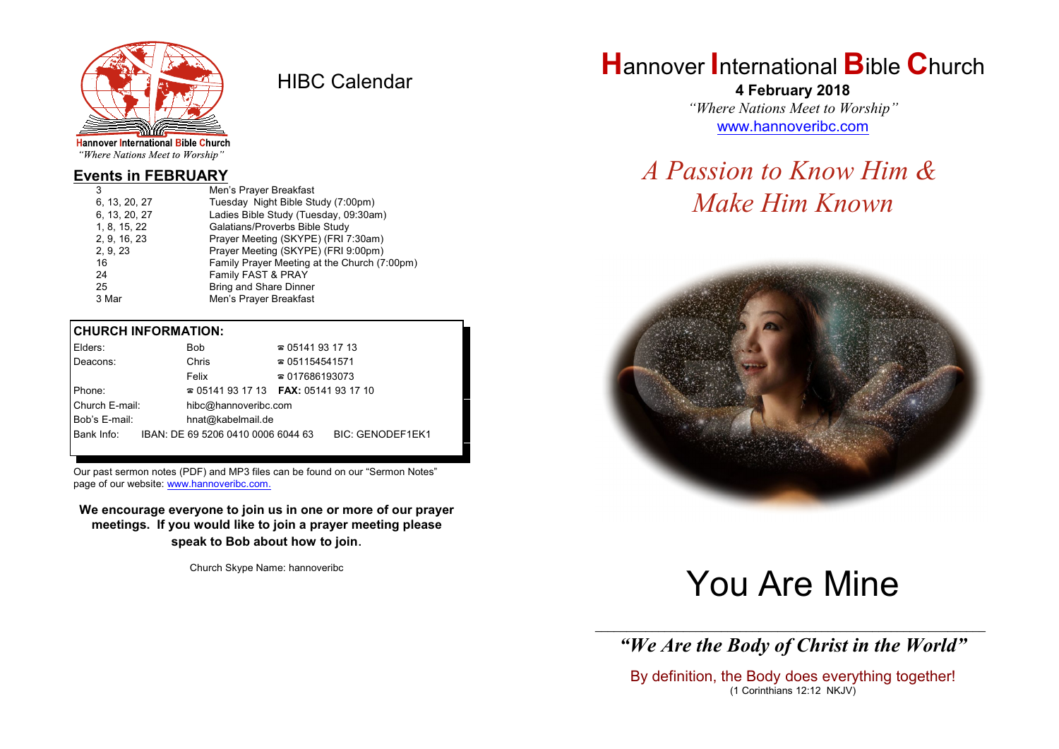Hannover International Bible Church
*"Where Nations Meet to Worship"*

# HIBC Calendar

## Events in FEBRUARY

| | |
|---|---|
| 3 | Men's Prayer Breakfast |
| 6, 13, 20, 27 | Tuesday Night Bible Study (7:00pm) |
| 6, 13, 20, 27 | Ladies Bible Study (Tuesday, 09:30am) |
| 1, 8, 15, 22 | Galatians/Proverbs Bible Study |
| 2, 9, 16, 23 | Prayer Meeting (SKYPE) (FRI 7:30am) |
| 2, 9, 23 | Prayer Meeting (SKYPE) (FRI 9:00pm) |
| 16 | Family Prayer Meeting at the Church (7:00pm) |
| 24 | Family FAST & PRAY |
| 25 | Bring and Share Dinner |
| 3 Mar | Men's Prayer Breakfast |

## CHURCH INFORMATION:

| | | |
|---|---|---|
| Elders: | Bob | ☎ 05141 93 17 13 |
| Deacons: | Chris | ☎ 051154541571 |
| | Felix | ☎ 017686193073 |
| Phone: | ☎ 05141 93 17 13 | **FAX:** 05141 93 17 10 |
| Church E-mail: | hibc@hannoveribc.com | |
| Bob's E-mail: | hnat@kabelmail.de | |
| Bank Info: | IBAN: DE 69 5206 0410 0006 6044 63 | BIC: GENODEF1EK1 |

Our past sermon notes (PDF) and MP3 files can be found on our "Sermon Notes" page of our website: www.hannoveribc.com.

**We encourage everyone to join us in one or more of our prayer meetings. If you would like to join a prayer meeting please speak to Bob about how to join.**

Church Skype Name: hannoveribc

# Hannover International Bible Church

**4 February 2018**

*"Where Nations Meet to Worship"*

www.hannoveribc.com

## *A Passion to Know Him & Make Him Known*

# You Are Mine

---

***"We Are the Body of Christ in the World"***

By definition, the Body does everything together!
(1 Corinthians 12:12 NKJV)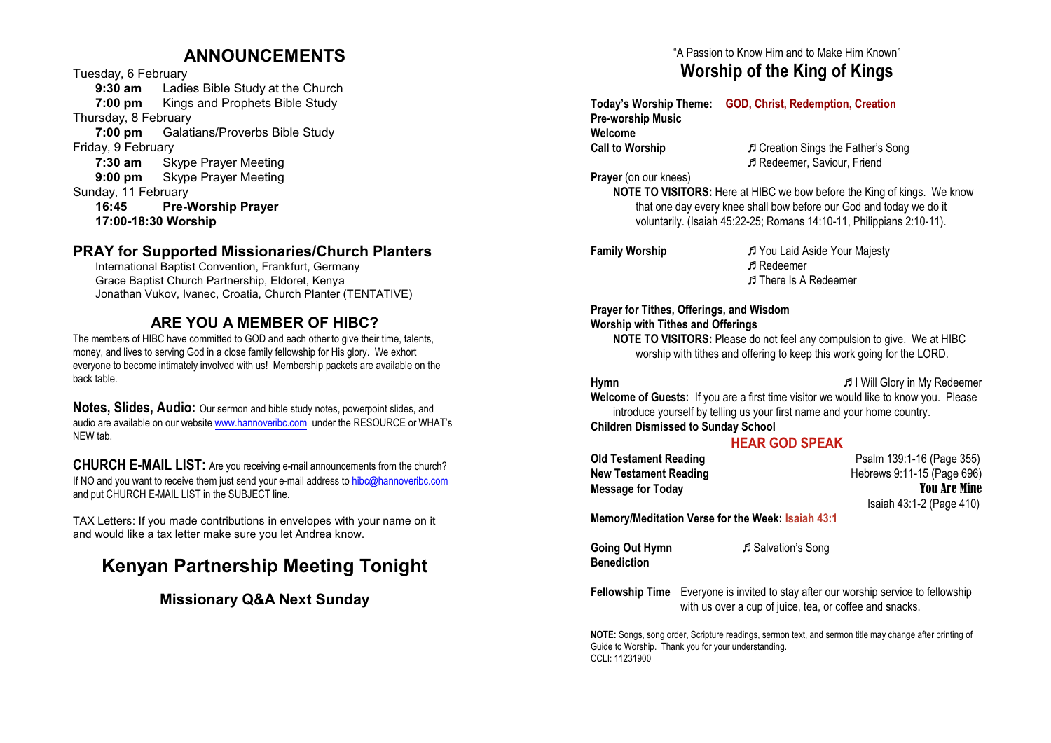# ANNOUNCEMENTS

Tuesday, 6 February
- **9:30 am** Ladies Bible Study at the Church
- **7:00 pm** Kings and Prophets Bible Study

Thursday, 8 February
- **7:00 pm** Galatians/Proverbs Bible Study

Friday, 9 February
- **7:30 am** Skype Prayer Meeting
- **9:00 pm** Skype Prayer Meeting

Sunday, 11 February
- **16:45 Pre-Worship Prayer**
- **17:00-18:30 Worship**

## PRAY for Supported Missionaries/Church Planters

International Baptist Convention, Frankfurt, Germany
Grace Baptist Church Partnership, Eldoret, Kenya
Jonathan Vukov, Ivanec, Croatia, Church Planter (TENTATIVE)

## ARE YOU A MEMBER OF HIBC?

The members of HIBC have committed to GOD and each other to give their time, talents, money, and lives to serving God in a close family fellowship for His glory. We exhort everyone to become intimately involved with us! Membership packets are available on the back table.

**Notes, Slides, Audio:** Our sermon and bible study notes, powerpoint slides, and audio are available on our website www.hannoveribc.com under the RESOURCE or WHAT's NEW tab.

**CHURCH E-MAIL LIST:** Are you receiving e-mail announcements from the church? If NO and you want to receive them just send your e-mail address to hibc@hannoveribc.com and put CHURCH E-MAIL LIST in the SUBJECT line.

TAX Letters: If you made contributions in envelopes with your name on it and would like a tax letter make sure you let Andrea know.

# Kenyan Partnership Meeting Tonight

### Missionary Q&A Next Sunday

"A Passion to Know Him and to Make Him Known"

# Worship of the King of Kings

**Today's Worship Theme:** **GOD, Christ, Redemption, Creation**

**Pre-worship Music**

**Welcome**

**Call to Worship** ♬ Creation Sings the Father's Song
♬ Redeemer, Saviour, Friend

**Prayer** (on our knees)

**NOTE TO VISITORS:** Here at HIBC we bow before the King of kings. We know that one day every knee shall bow before our God and today we do it voluntarily. (Isaiah 45:22-25; Romans 14:10-11, Philippians 2:10-11).

**Family Worship** ♬ You Laid Aside Your Majesty
♬ Redeemer
♬ There Is A Redeemer

**Prayer for Tithes, Offerings, and Wisdom**

**Worship with Tithes and Offerings**

**NOTE TO VISITORS:** Please do not feel any compulsion to give. We at HIBC worship with tithes and offering to keep this work going for the LORD.

**Hymn** ♬ I Will Glory in My Redeemer

**Welcome of Guests:** If you are a first time visitor we would like to know you. Please introduce yourself by telling us your first name and your home country.

**Children Dismissed to Sunday School**

## HEAR GOD SPEAK

**Old Testament Reading** Psalm 139:1-16 (Page 355)

**New Testament Reading** Hebrews 9:11-15 (Page 696)

**Message for Today** **You Are Mine**
Isaiah 43:1-2 (Page 410)

**Memory/Meditation Verse for the Week:** **Isaiah 43:1**

**Going Out Hymn** ♬ Salvation's Song

**Benediction**

**Fellowship Time** Everyone is invited to stay after our worship service to fellowship with us over a cup of juice, tea, or coffee and snacks.

**NOTE:** Songs, song order, Scripture readings, sermon text, and sermon title may change after printing of Guide to Worship. Thank you for your understanding.
CCLI: 11231900